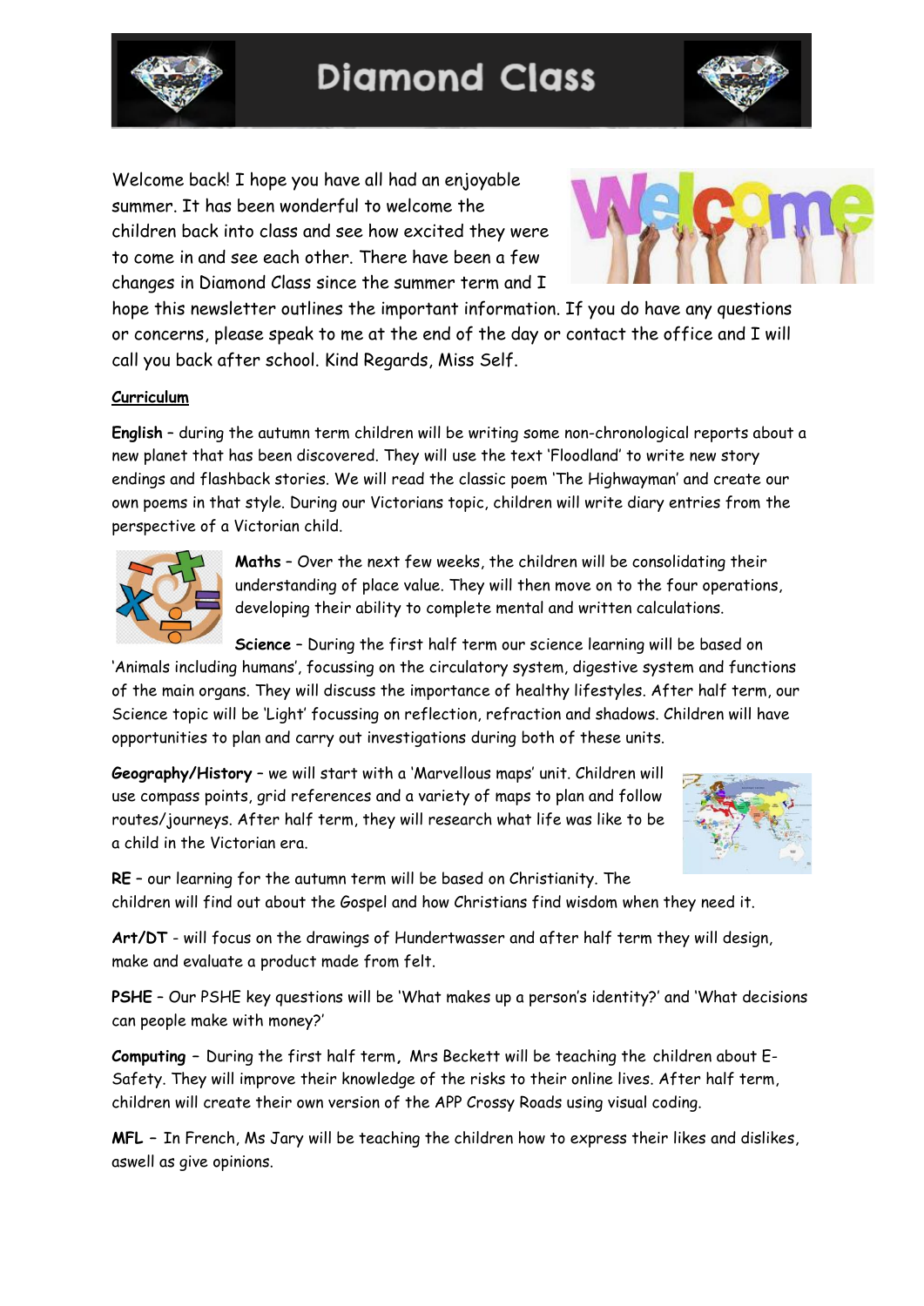# Diamond Class

Welcome back! I hope you have all had an enjoyable summer. It has been wonderful to welcome the children back into class and see how excited they were to come in and see each other. There have been a few changes in Diamond Class since the summer term and I hope this newsletter outlines the important information. If you do have any questions or concerns, please speak to me at the end of the day or contact the office and I will call you back after school. Kind Regards, Miss Self.

## Curriculum

**English** – during the autumn term children will be writing some non-chronological reports about a new planet that has been discovered. They will use the text 'Floodland' to write new story endings and flashback stories. We will read the classic poem 'The Highwayman' and create our own poems in that style. During our Victorians topic, children will write diary entries from the perspective of a Victorian child.

**Maths** – Over the next few weeks, the children will be consolidating their understanding of place value. They will then move on to the four operations, developing their ability to complete mental and written calculations.

**Science** – During the first half term our science learning will be based on 'Animals including humans', focussing on the circulatory system, digestive system and functions of the main organs. They will discuss the importance of healthy lifestyles. After half term, our Science topic will be 'Light' focussing on reflection, refraction and shadows. Children will have opportunities to plan and carry out investigations during both of these units.

**Geography/History** – we will start with a 'Marvellous maps' unit. Children will use compass points, grid references and a variety of maps to plan and follow routes/journeys. After half term, they will research what life was like to be a child in the Victorian era.

**RE** – our learning for the autumn term will be based on Christianity. The children will find out about the Gospel and how Christians find wisdom when they need it.

**Art/DT** - will focus on the drawings of Hundertwasser and after half term they will design, make and evaluate a product made from felt.

**PSHE** – Our PSHE key questions will be 'What makes up a person's identity?' and 'What decisions can people make with money?'

**Computing** – During the first half term, Mrs Beckett will be teaching the children about E-Safety. They will improve their knowledge of the risks to their online lives. After half term, children will create their own version of the APP Crossy Roads using visual coding.

**MFL** – In French, Ms Jary will be teaching the children how to express their likes and dislikes, aswell as give opinions.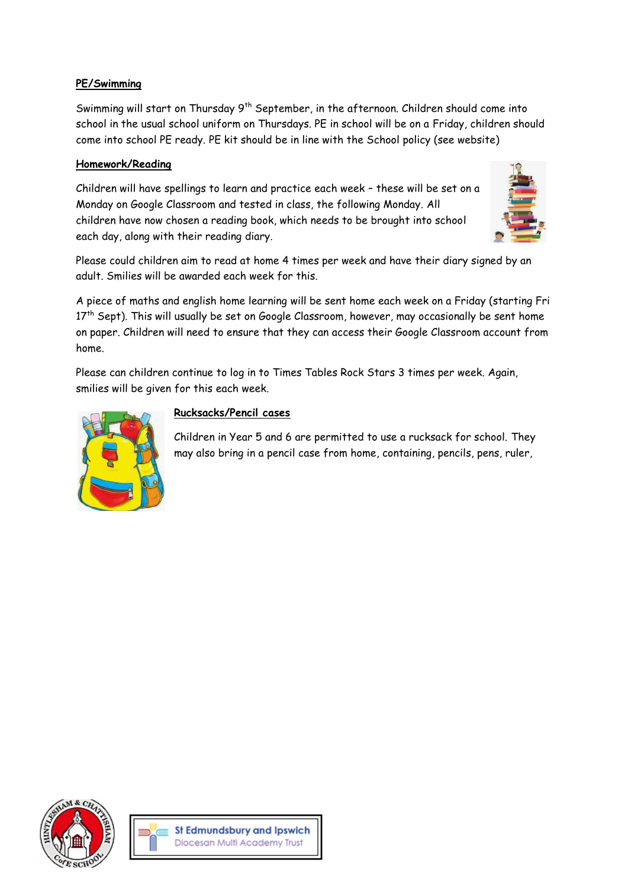**PE/Swimming**

Swimming will start on Thursday 9th September, in the afternoon. Children should come into school in the usual school uniform on Thursdays. PE in school will be on a Friday, children should come into school PE ready. PE kit should be in line with the School policy (see website)

**Homework/Reading**

Children will have spellings to learn and practice each week – these will be set on a Monday on Google Classroom and tested in class, the following Monday. All children have now chosen a reading book, which needs to be brought into school each day, along with their reading diary.

Please could children aim to read at home 4 times per week and have their diary signed by an adult. Smilies will be awarded each week for this.

A piece of maths and english home learning will be sent home each week on a Friday (starting Fri 17th Sept). This will usually be set on Google Classroom, however, may occasionally be sent home on paper. Children will need to ensure that they can access their Google Classroom account from home.

Please can children continue to log in to Times Tables Rock Stars 3 times per week. Again, smilies will be given for this each week.

**Rucksacks/Pencil cases**

Children in Year 5 and 6 are permitted to use a rucksack for school. They may also bring in a pencil case from home, containing, pencils, pens, ruler,